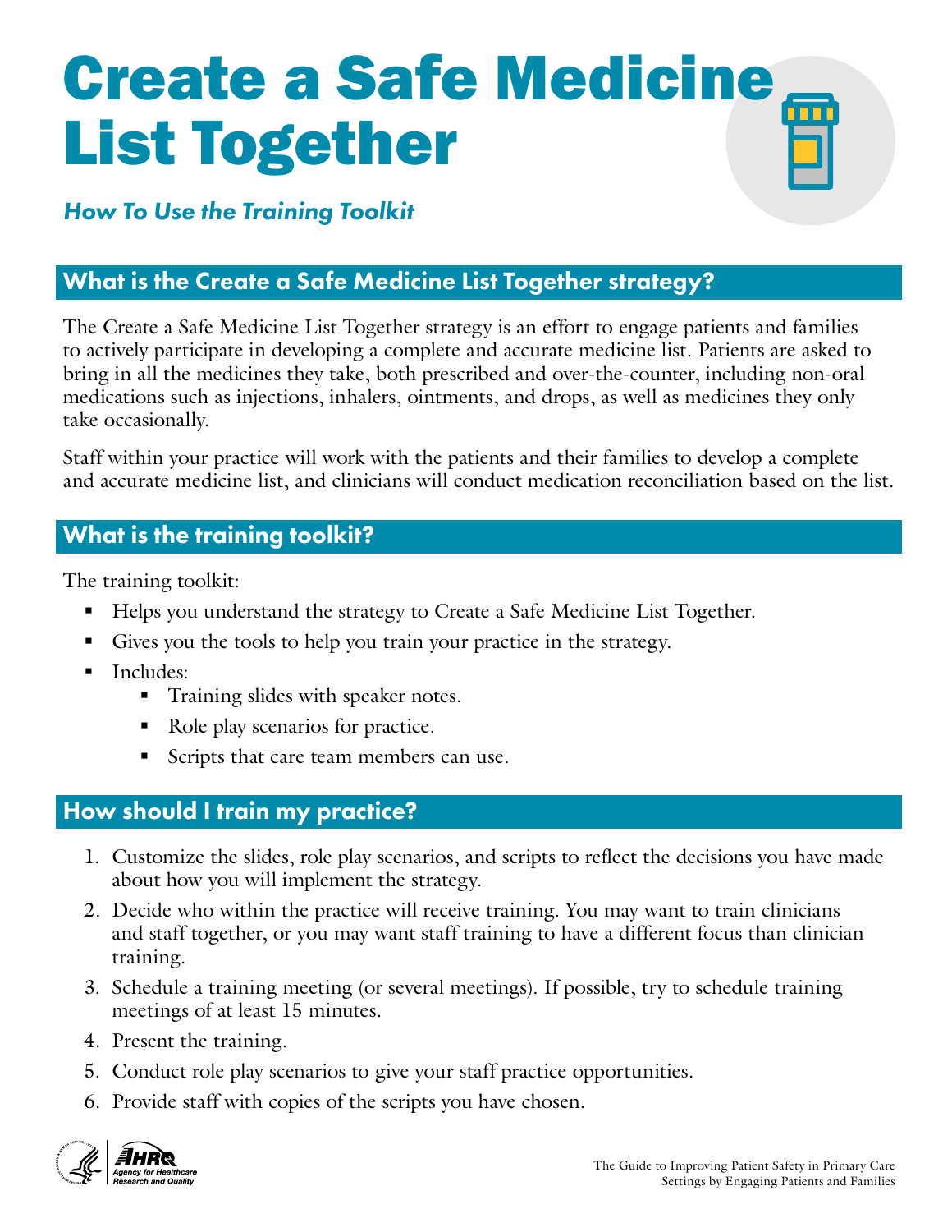# Create a Safe Medicine List Together

*How To Use the Training Toolkit*

## What is the Create a Safe Medicine List Together strategy?

The Create a Safe Medicine List Together strategy is an effort to engage patients and families to actively participate in developing a complete and accurate medicine list. Patients are asked to bring in all the medicines they take, both prescribed and over-the-counter, including non-oral medications such as injections, inhalers, ointments, and drops, as well as medicines they only take occasionally.

Staff within your practice will work with the patients and their families to develop a complete and accurate medicine list, and clinicians will conduct medication reconciliation based on the list.

## What is the training toolkit?

The training toolkit:

- Helps you understand the strategy to Create a Safe Medicine List Together.
- Gives you the tools to help you train your practice in the strategy.
- Includes:
  - Training slides with speaker notes.
  - Role play scenarios for practice.
  - Scripts that care team members can use.

## How should I train my practice?

1. Customize the slides, role play scenarios, and scripts to reflect the decisions you have made about how you will implement the strategy.
2. Decide who within the practice will receive training. You may want to train clinicians and staff together, or you may want staff training to have a different focus than clinician training.
3. Schedule a training meeting (or several meetings). If possible, try to schedule training meetings of at least 15 minutes.
4. Present the training.
5. Conduct role play scenarios to give your staff practice opportunities.
6. Provide staff with copies of the scripts you have chosen.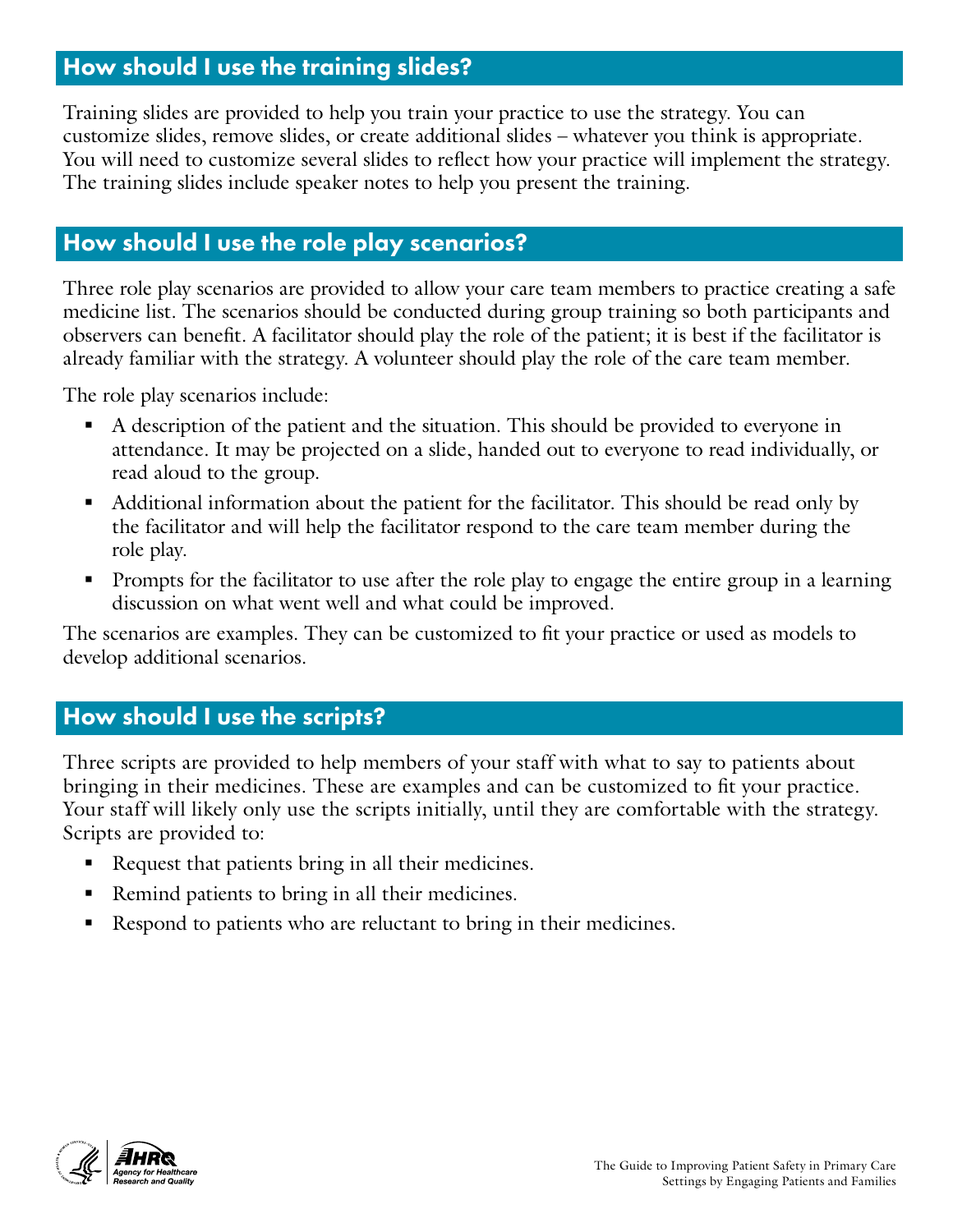## How should I use the training slides?

Training slides are provided to help you train your practice to use the strategy. You can customize slides, remove slides, or create additional slides – whatever you think is appropriate. You will need to customize several slides to reflect how your practice will implement the strategy. The training slides include speaker notes to help you present the training.

## How should I use the role play scenarios?

Three role play scenarios are provided to allow your care team members to practice creating a safe medicine list. The scenarios should be conducted during group training so both participants and observers can benefit. A facilitator should play the role of the patient; it is best if the facilitator is already familiar with the strategy. A volunteer should play the role of the care team member.

The role play scenarios include:

- A description of the patient and the situation. This should be provided to everyone in attendance. It may be projected on a slide, handed out to everyone to read individually, or read aloud to the group.
- Additional information about the patient for the facilitator. This should be read only by the facilitator and will help the facilitator respond to the care team member during the role play.
- Prompts for the facilitator to use after the role play to engage the entire group in a learning discussion on what went well and what could be improved.

The scenarios are examples. They can be customized to fit your practice or used as models to develop additional scenarios.

## How should I use the scripts?

Three scripts are provided to help members of your staff with what to say to patients about bringing in their medicines. These are examples and can be customized to fit your practice. Your staff will likely only use the scripts initially, until they are comfortable with the strategy. Scripts are provided to:

- Request that patients bring in all their medicines.
- Remind patients to bring in all their medicines.
- Respond to patients who are reluctant to bring in their medicines.